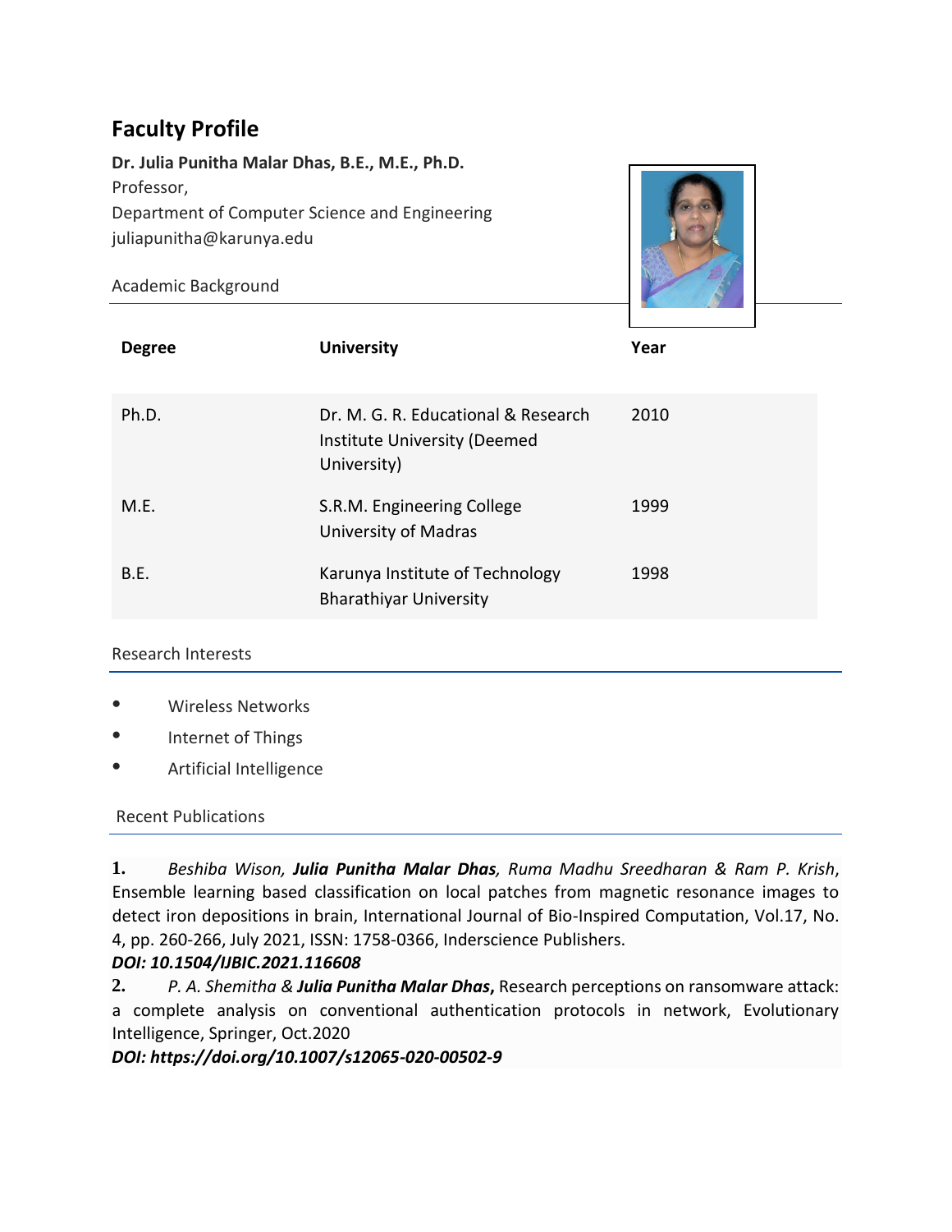# Faculty Profile

**Dr. Julia Punitha Malar Dhas, B.E., M.E., Ph.D.**
Professor,
Department of Computer Science and Engineering
juliapunitha@karunya.edu

## Academic Background

| Degree | University | Year |
|---|---|---|
| Ph.D. | Dr. M. G. R. Educational & Research Institute University (Deemed University) | 2010 |
| M.E. | S.R.M. Engineering College University of Madras | 1999 |
| B.E. | Karunya Institute of Technology Bharathiyar University | 1998 |

## Research Interests

- Wireless Networks
- Internet of Things
- Artificial Intelligence

## Recent Publications

**1.** *Beshiba Wison, **Julia Punitha Malar Dhas**, Ruma Madhu Sreedharan & Ram P. Krish*, Ensemble learning based classification on local patches from magnetic resonance images to detect iron depositions in brain, International Journal of Bio-Inspired Computation, Vol.17, No. 4, pp. 260-266, July 2021, ISSN: 1758-0366, Inderscience Publishers.
***DOI: 10.1504/IJBIC.2021.116608***

**2.** *P. A. Shemitha & **Julia Punitha Malar Dhas***, Research perceptions on ransomware attack: a complete analysis on conventional authentication protocols in network, Evolutionary Intelligence, Springer, Oct.2020
***DOI: https://doi.org/10.1007/s12065-020-00502-9***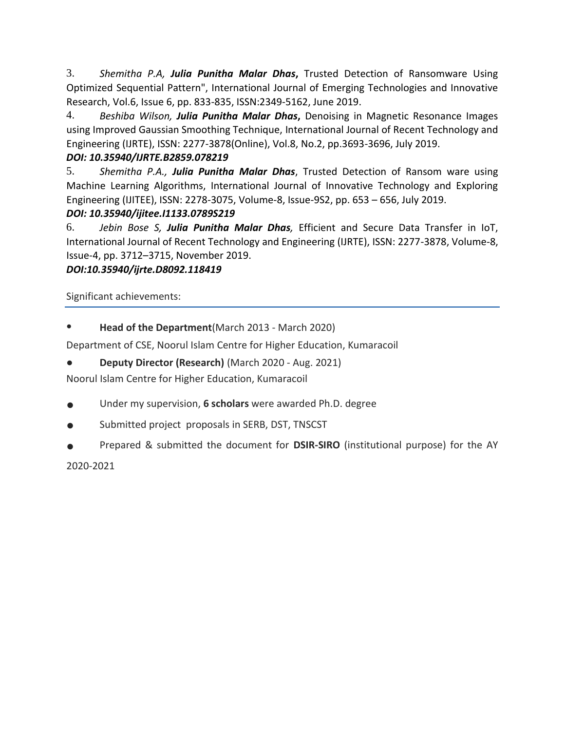3. *Shemitha P.A,* ***Julia Punitha Malar Dhas*****,** Trusted Detection of Ransomware Using Optimized Sequential Pattern", International Journal of Emerging Technologies and Innovative Research, Vol.6, Issue 6, pp. 833-835, ISSN:2349-5162, June 2019.

4. *Beshiba Wilson,* ***Julia Punitha Malar Dhas*****,** Denoising in Magnetic Resonance Images using Improved Gaussian Smoothing Technique, International Journal of Recent Technology and Engineering (IJRTE), ISSN: 2277-3878(Online), Vol.8, No.2, pp.3693-3696, July 2019.
***DOI: 10.35940/IJRTE.B2859.078219***

5. *Shemitha P.A.,* ***Julia Punitha Malar Dhas***, Trusted Detection of Ransom ware using Machine Learning Algorithms, International Journal of Innovative Technology and Exploring Engineering (IJITEE), ISSN: 2278-3075, Volume-8, Issue-9S2, pp. 653 – 656, July 2019.
***DOI: 10.35940/ijitee.I1133.0789S219***

6. *Jebin Bose S,* ***Julia Punitha Malar Dhas,*** Efficient and Secure Data Transfer in IoT, International Journal of Recent Technology and Engineering (IJRTE), ISSN: 2277-3878, Volume-8, Issue-4, pp. 3712–3715, November 2019.
***DOI:10.35940/ijrte.D8092.118419***

Significant achievements:

---

- **Head of the Department**(March 2013 - March 2020)

Department of CSE, Noorul Islam Centre for Higher Education, Kumaracoil

- **Deputy Director (Research)** (March 2020 - Aug. 2021)

Noorul Islam Centre for Higher Education, Kumaracoil

- Under my supervision, **6 scholars** were awarded Ph.D. degree
- Submitted project proposals in SERB, DST, TNSCST
- Prepared & submitted the document for **DSIR-SIRO** (institutional purpose) for the AY 2020-2021